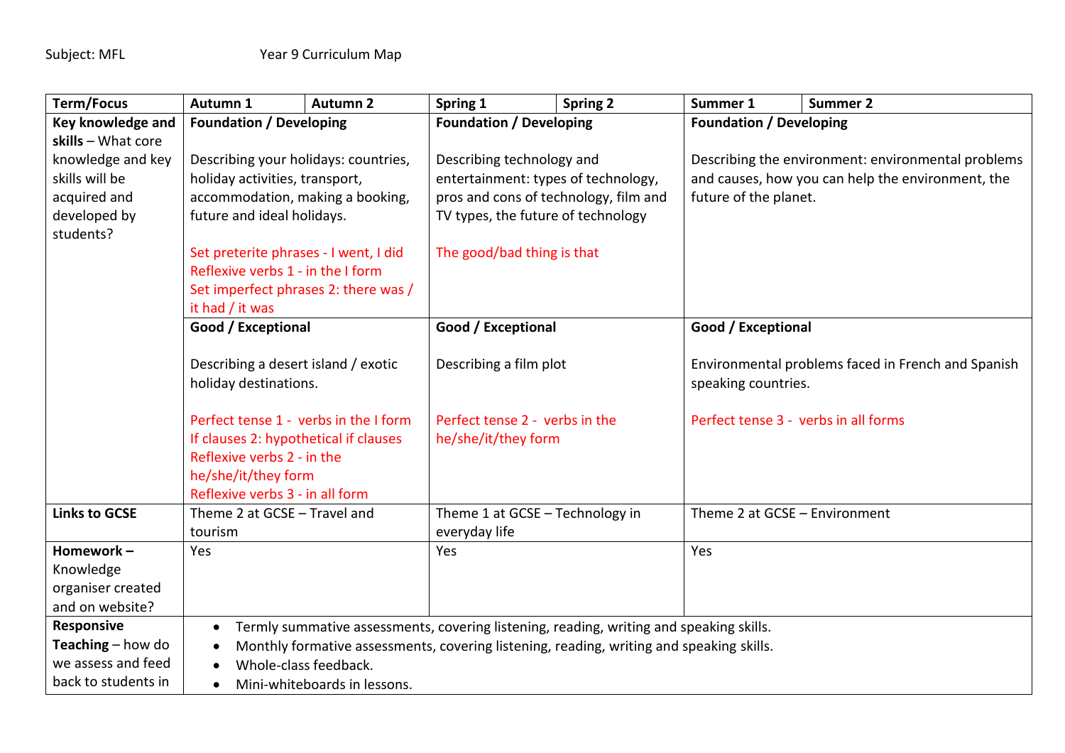Subject: MFL Year 9 Curriculum Map

| Term/Focus | Autumn 1 | Autumn 2 | Spring 1 | Spring 2 | Summer 1 | Summer 2 |
|---|---|---|---|---|---|---|
| **Key knowledge and skills** – What core knowledge and key skills will be acquired and developed by students? | **Foundation / Developing**<br><br>Describing your holidays: countries, holiday activities, transport, accommodation, making a booking, future and ideal holidays.<br><br>Set preterite phrases - I went, I did<br>Reflexive verbs 1 - in the I form<br>Set imperfect phrases 2: there was / it had / it was | | **Foundation / Developing**<br><br>Describing technology and entertainment: types of technology, pros and cons of technology, film and TV types, the future of technology<br><br>The good/bad thing is that | | **Foundation / Developing**<br><br>Describing the environment: environmental problems and causes, how you can help the environment, the future of the planet. | |
| | **Good / Exceptional**<br><br>Describing a desert island / exotic holiday destinations.<br><br>Perfect tense 1 - verbs in the I form<br>If clauses 2: hypothetical if clauses<br>Reflexive verbs 2 - in the he/she/it/they form<br>Reflexive verbs 3 - in all form | | **Good / Exceptional**<br><br>Describing a film plot<br><br>Perfect tense 2 - verbs in the he/she/it/they form | | **Good / Exceptional**<br><br>Environmental problems faced in French and Spanish speaking countries.<br><br>Perfect tense 3 - verbs in all forms | |
| **Links to GCSE** | Theme 2 at GCSE – Travel and tourism | | Theme 1 at GCSE – Technology in everyday life | | Theme 2 at GCSE – Environment | |
| **Homework** – Knowledge organiser created and on website? | Yes | | Yes | | Yes | |
| **Responsive Teaching** – how do we assess and feed back to students in | • Termly summative assessments, covering listening, reading, writing and speaking skills.<br>• Monthly formative assessments, covering listening, reading, writing and speaking skills.<br>• Whole-class feedback.<br>• Mini-whiteboards in lessons. | | | | | |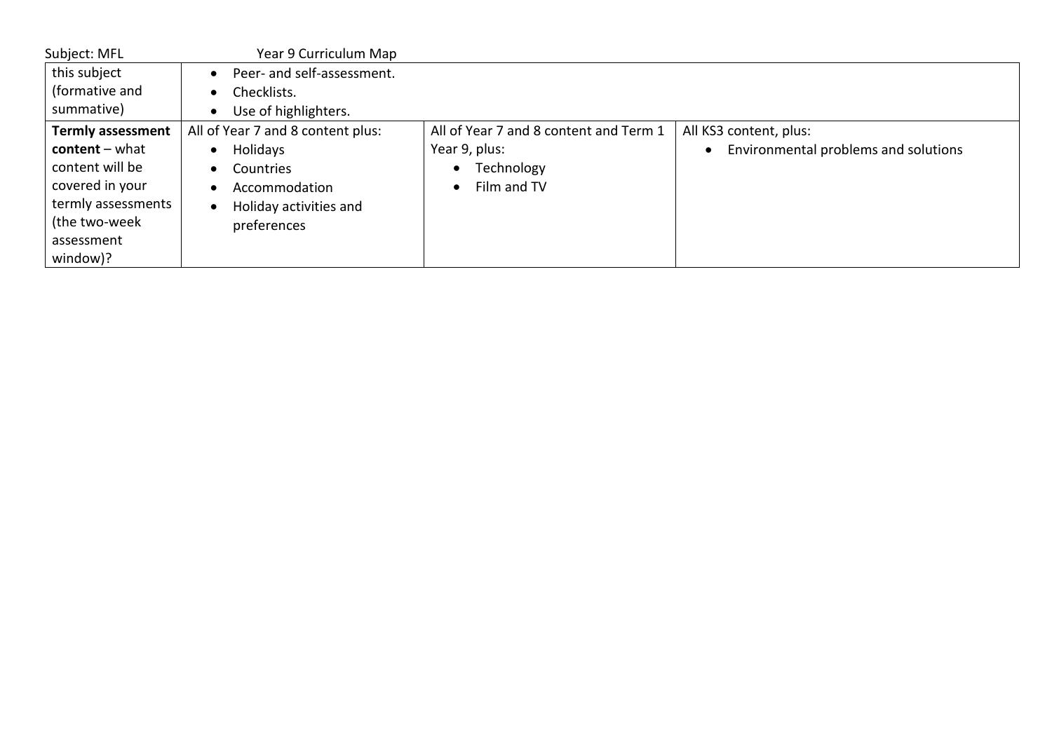Subject: MFL Year 9 Curriculum Map

| | | | |
|---|---|---|---|
| this subject (formative and summative) | • Peer- and self-assessment.<br>• Checklists.<br>• Use of highlighters. | | |
| **Termly assessment content** – what content will be covered in your termly assessments (the two-week assessment window)? | All of Year 7 and 8 content plus:<br>• Holidays<br>• Countries<br>• Accommodation<br>• Holiday activities and preferences | All of Year 7 and 8 content and Term 1 Year 9, plus:<br>• Technology<br>• Film and TV | All KS3 content, plus:<br>• Environmental problems and solutions |